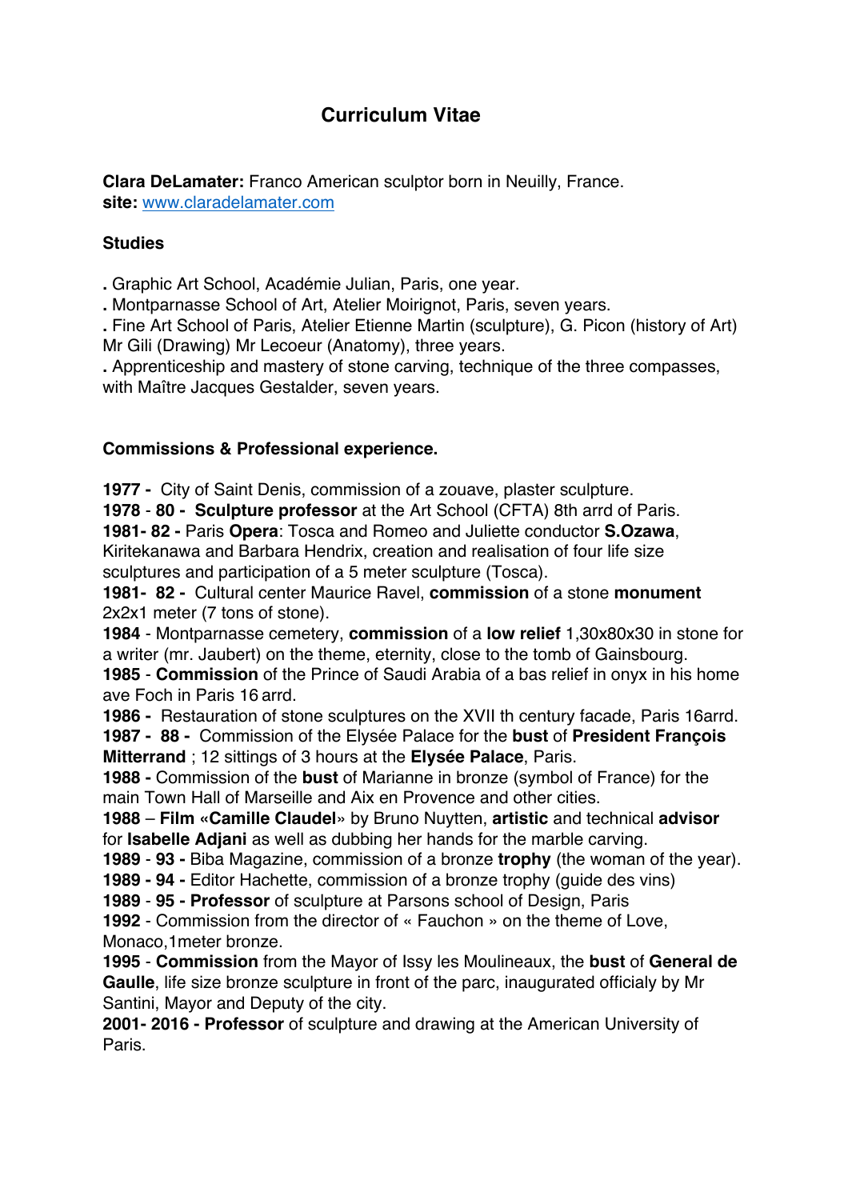# Curriculum Vitae

**Clara DeLamater:** Franco American sculptor born in Neuilly, France.
**site:** [www.claradelamater.com](http://www.claradelamater.com)

### Studies

**.** Graphic Art School, Académie Julian, Paris, one year.
**.** Montparnasse School of Art, Atelier Moirignot, Paris, seven years.
**.** Fine Art School of Paris, Atelier Etienne Martin (sculpture), G. Picon (history of Art) Mr Gili (Drawing) Mr Lecoeur (Anatomy), three years.
**.** Apprenticeship and mastery of stone carving, technique of the three compasses, with Maître Jacques Gestalder, seven years.

### Commissions & Professional experience.

**1977 -** City of Saint Denis, commission of a zouave, plaster sculpture.
**1978** - **80 - Sculpture professor** at the Art School (CFTA) 8th arrd of Paris.
**1981- 82 -** Paris **Opera**: Tosca and Romeo and Juliette conductor **S.Ozawa**, Kiritekanawa and Barbara Hendrix, creation and realisation of four life size sculptures and participation of a 5 meter sculpture (Tosca).
**1981- 82 -** Cultural center Maurice Ravel, **commission** of a stone **monument** 2x2x1 meter (7 tons of stone).
**1984** - Montparnasse cemetery, **commission** of a **low relief** 1,30x80x30 in stone for a writer (mr. Jaubert) on the theme, eternity, close to the tomb of Gainsbourg.
**1985** - **Commission** of the Prince of Saudi Arabia of a bas relief in onyx in his home ave Foch in Paris 16 arrd.
**1986 -** Restauration of stone sculptures on the XVII th century facade, Paris 16arrd.
**1987 - 88 -** Commission of the Elysée Palace for the **bust** of **President François Mitterrand** ; 12 sittings of 3 hours at the **Elysée Palace**, Paris.
**1988 -** Commission of the **bust** of Marianne in bronze (symbol of France) for the main Town Hall of Marseille and Aix en Provence and other cities.
**1988** – **Film «Camille Claudel»** by Bruno Nuytten, **artistic** and technical **advisor** for **Isabelle Adjani** as well as dubbing her hands for the marble carving.
**1989** - **93 -** Biba Magazine, commission of a bronze **trophy** (the woman of the year).
**1989 - 94 -** Editor Hachette, commission of a bronze trophy (guide des vins)
**1989** - **95 - Professor** of sculpture at Parsons school of Design, Paris
**1992** - Commission from the director of « Fauchon » on the theme of Love, Monaco,1meter bronze.
**1995** - **Commission** from the Mayor of Issy les Moulineaux, the **bust** of **General de Gaulle**, life size bronze sculpture in front of the parc, inaugurated officialy by Mr Santini, Mayor and Deputy of the city.
**2001- 2016 - Professor** of sculpture and drawing at the American University of Paris.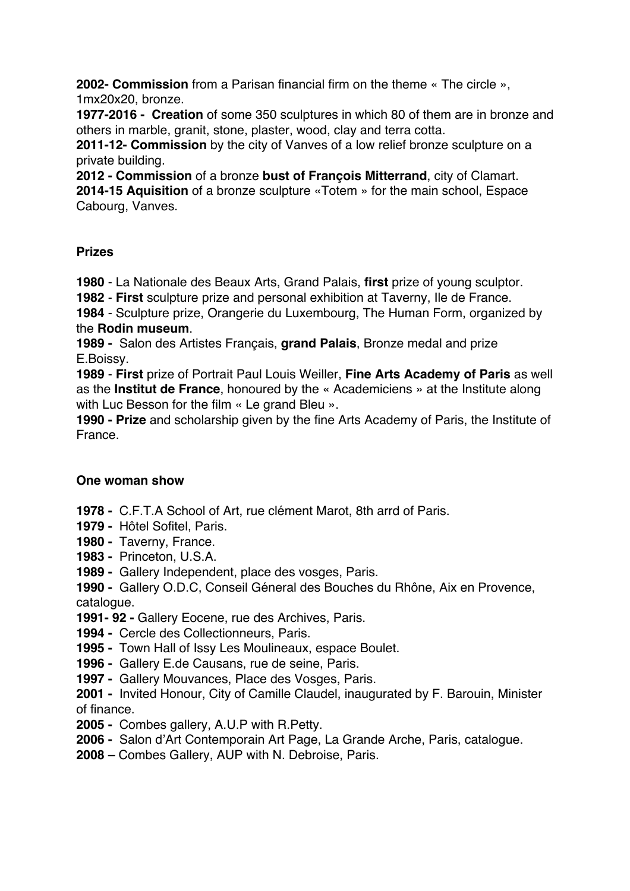**2002- Commission** from a Parisan financial firm on the theme « The circle », 1mx20x20, bronze.

**1977-2016 - Creation** of some 350 sculptures in which 80 of them are in bronze and others in marble, granit, stone, plaster, wood, clay and terra cotta.

**2011-12- Commission** by the city of Vanves of a low relief bronze sculpture on a private building.

**2012 - Commission** of a bronze **bust of François Mitterrand**, city of Clamart.

**2014-15 Aquisition** of a bronze sculpture «Totem » for the main school, Espace Cabourg, Vanves.

**Prizes**

**1980** - La Nationale des Beaux Arts, Grand Palais, **first** prize of young sculptor.

**1982** - **First** sculpture prize and personal exhibition at Taverny, Ile de France.

**1984** - Sculpture prize, Orangerie du Luxembourg, The Human Form, organized by the **Rodin museum**.

**1989 -** Salon des Artistes Français, **grand Palais**, Bronze medal and prize E.Boissy.

**1989** - **First** prize of Portrait Paul Louis Weiller, **Fine Arts Academy of Paris** as well as the **Institut de France**, honoured by the « Academiciens » at the Institute along with Luc Besson for the film « Le grand Bleu ».

**1990 - Prize** and scholarship given by the fine Arts Academy of Paris, the Institute of France.

**One woman show**

**1978 -** C.F.T.A School of Art, rue clément Marot, 8th arrd of Paris.

**1979 -** Hôtel Sofitel, Paris.

**1980 -** Taverny, France.

**1983 -** Princeton, U.S.A.

**1989 -** Gallery Independent, place des vosges, Paris.

**1990 -** Gallery O.D.C, Conseil Géneral des Bouches du Rhône, Aix en Provence, catalogue.

**1991- 92 -** Gallery Eocene, rue des Archives, Paris.

**1994 -** Cercle des Collectionneurs, Paris.

**1995 -** Town Hall of Issy Les Moulineaux, espace Boulet.

**1996 -** Gallery E.de Causans, rue de seine, Paris.

**1997 -** Gallery Mouvances, Place des Vosges, Paris.

**2001 -** Invited Honour, City of Camille Claudel, inaugurated by F. Barouin, Minister of finance.

**2005 -** Combes gallery, A.U.P with R.Petty.

**2006 -** Salon d'Art Contemporain Art Page, La Grande Arche, Paris, catalogue.

**2008 –** Combes Gallery, AUP with N. Debroise, Paris.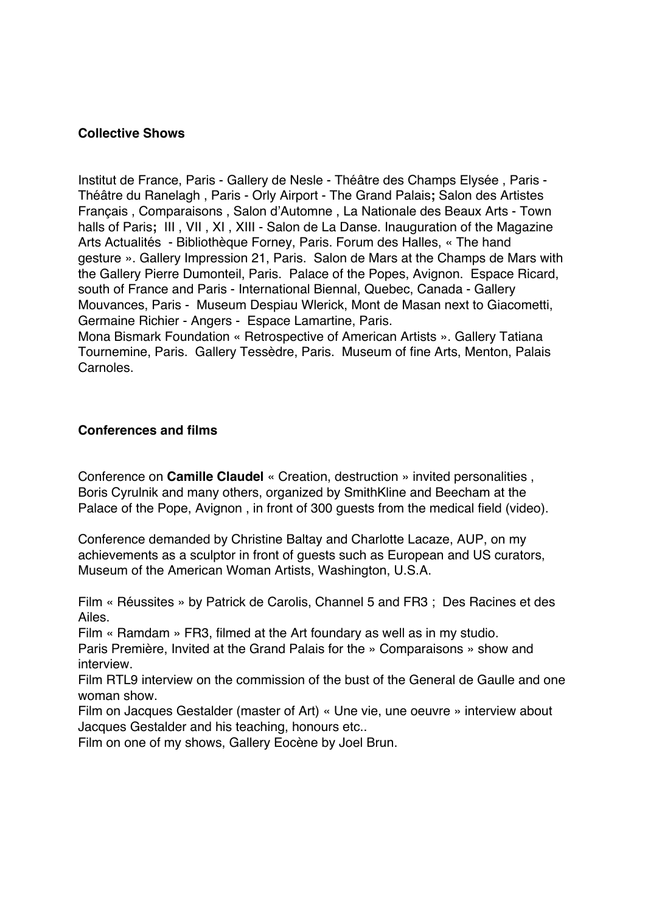**Collective Shows**

Institut de France, Paris - Gallery de Nesle - Théâtre des Champs Elysée , Paris - Théâtre du Ranelagh , Paris - Orly Airport - The Grand Palais**;** Salon des Artistes Français , Comparaisons , Salon d'Automne , La Nationale des Beaux Arts - Town halls of Paris**;** III , VII , XI , XIII - Salon de La Danse. Inauguration of the Magazine Arts Actualités - Bibliothèque Forney, Paris. Forum des Halles, « The hand gesture ». Gallery Impression 21, Paris. Salon de Mars at the Champs de Mars with the Gallery Pierre Dumonteil, Paris. Palace of the Popes, Avignon. Espace Ricard, south of France and Paris - International Biennal, Quebec, Canada - Gallery Mouvances, Paris - Museum Despiau Wlerick, Mont de Masan next to Giacometti, Germaine Richier - Angers - Espace Lamartine, Paris.
Mona Bismark Foundation « Retrospective of American Artists ». Gallery Tatiana Tournemine, Paris. Gallery Tessèdre, Paris. Museum of fine Arts, Menton, Palais Carnoles.

**Conferences and films**

Conference on **Camille Claudel** « Creation, destruction » invited personalities , Boris Cyrulnik and many others, organized by SmithKline and Beecham at the Palace of the Pope, Avignon , in front of 300 guests from the medical field (video).

Conference demanded by Christine Baltay and Charlotte Lacaze, AUP, on my achievements as a sculptor in front of guests such as European and US curators, Museum of the American Woman Artists, Washington, U.S.A.

Film « Réussites » by Patrick de Carolis, Channel 5 and FR3 ; Des Racines et des Ailes.
Film « Ramdam » FR3, filmed at the Art foundary as well as in my studio.
Paris Première, Invited at the Grand Palais for the » Comparaisons » show and interview.
Film RTL9 interview on the commission of the bust of the General de Gaulle and one woman show.
Film on Jacques Gestalder (master of Art) « Une vie, une oeuvre » interview about Jacques Gestalder and his teaching, honours etc..
Film on one of my shows, Gallery Eocène by Joel Brun.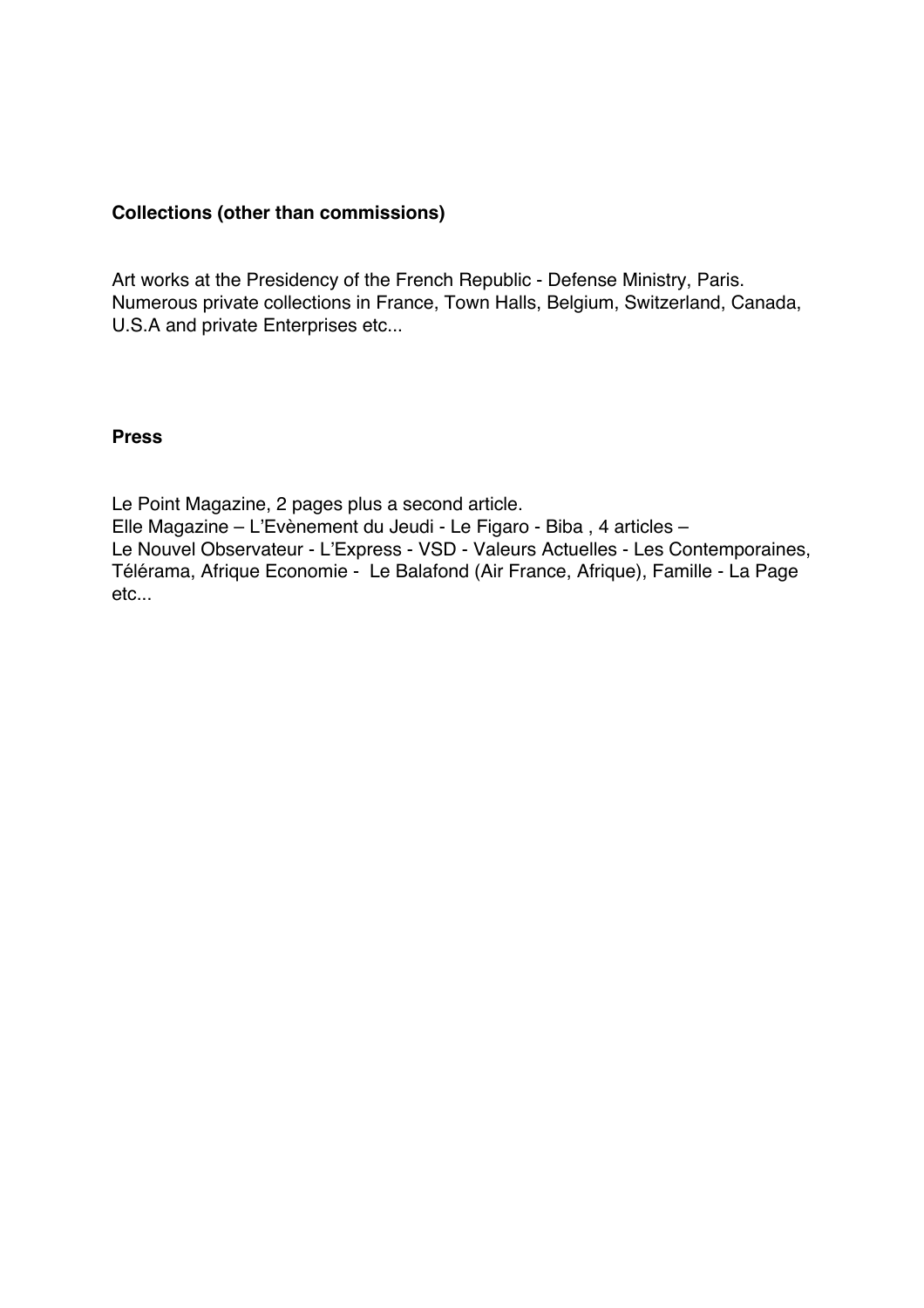**Collections (other than commissions)**

Art works at the Presidency of the French Republic - Defense Ministry, Paris.
Numerous private collections in France, Town Halls, Belgium, Switzerland, Canada, U.S.A and private Enterprises etc...

**Press**

Le Point Magazine, 2 pages plus a second article.
Elle Magazine – L'Evènement du Jeudi - Le Figaro - Biba , 4 articles –
Le Nouvel Observateur - L'Express - VSD - Valeurs Actuelles - Les Contemporaines, Télérama, Afrique Economie - Le Balafond (Air France, Afrique), Famille - La Page etc...